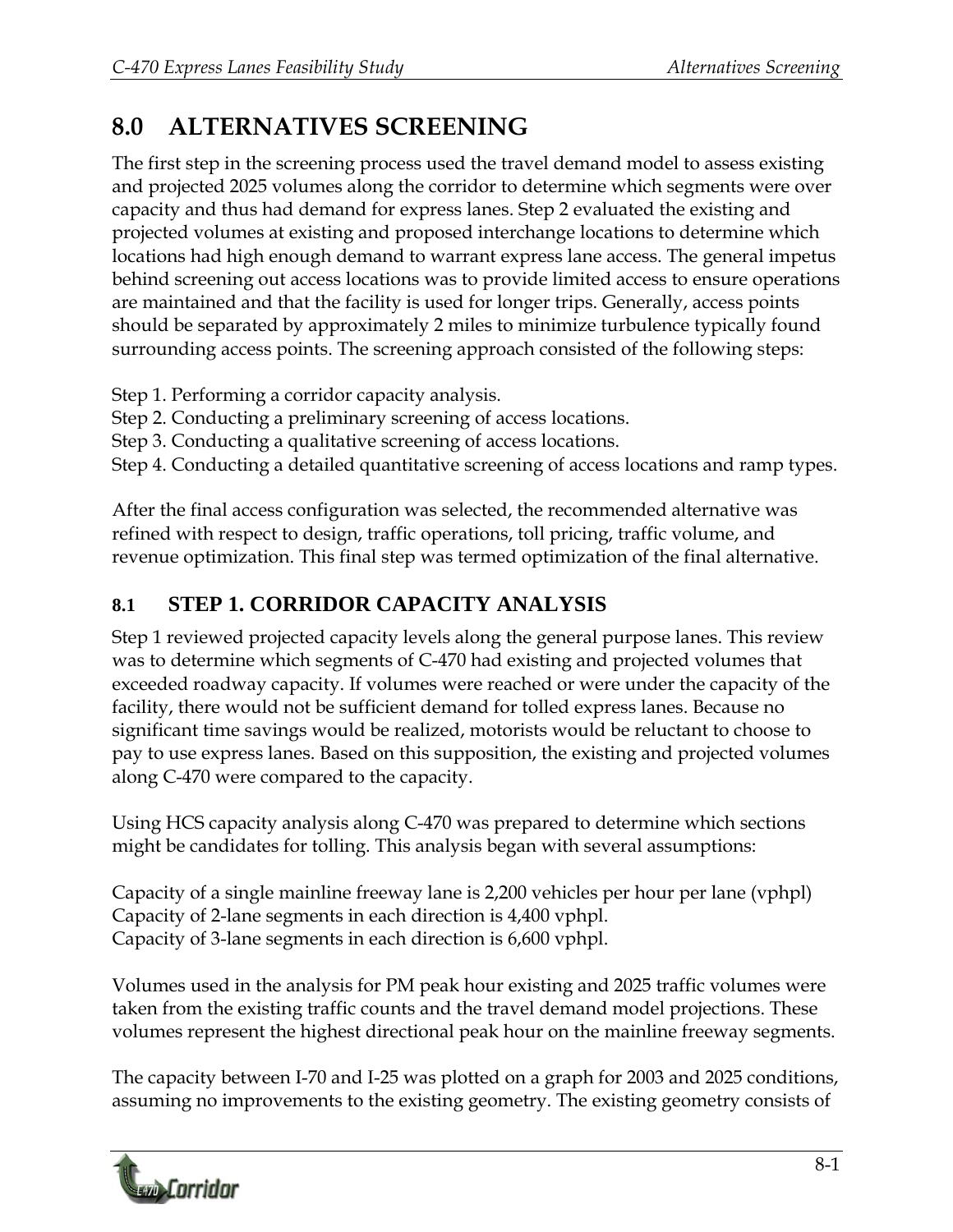# 8.0 ALTERNATIVES SCREENING

The first step in the screening process used the travel demand model to assess existing and projected 2025 volumes along the corridor to determine which segments were over capacity and thus had demand for express lanes. Step 2 evaluated the existing and projected volumes at existing and proposed interchange locations to determine which locations had high enough demand to warrant express lane access. The general impetus behind screening out access locations was to provide limited access to ensure operations are maintained and that the facility is used for longer trips. Generally, access points should be separated by approximately 2 miles to minimize turbulence typically found surrounding access points. The screening approach consisted of the following steps:

Step 1. Performing a corridor capacity analysis.
Step 2. Conducting a preliminary screening of access locations.
Step 3. Conducting a qualitative screening of access locations.
Step 4. Conducting a detailed quantitative screening of access locations and ramp types.

After the final access configuration was selected, the recommended alternative was refined with respect to design, traffic operations, toll pricing, traffic volume, and revenue optimization. This final step was termed optimization of the final alternative.

## 8.1 STEP 1. CORRIDOR CAPACITY ANALYSIS

Step 1 reviewed projected capacity levels along the general purpose lanes. This review was to determine which segments of C-470 had existing and projected volumes that exceeded roadway capacity. If volumes were reached or were under the capacity of the facility, there would not be sufficient demand for tolled express lanes. Because no significant time savings would be realized, motorists would be reluctant to choose to pay to use express lanes. Based on this supposition, the existing and projected volumes along C-470 were compared to the capacity.

Using HCS capacity analysis along C-470 was prepared to determine which sections might be candidates for tolling. This analysis began with several assumptions:

Capacity of a single mainline freeway lane is 2,200 vehicles per hour per lane (vphpl)
Capacity of 2-lane segments in each direction is 4,400 vphpl.
Capacity of 3-lane segments in each direction is 6,600 vphpl.

Volumes used in the analysis for PM peak hour existing and 2025 traffic volumes were taken from the existing traffic counts and the travel demand model projections. These volumes represent the highest directional peak hour on the mainline freeway segments.

The capacity between I-70 and I-25 was plotted on a graph for 2003 and 2025 conditions, assuming no improvements to the existing geometry. The existing geometry consists of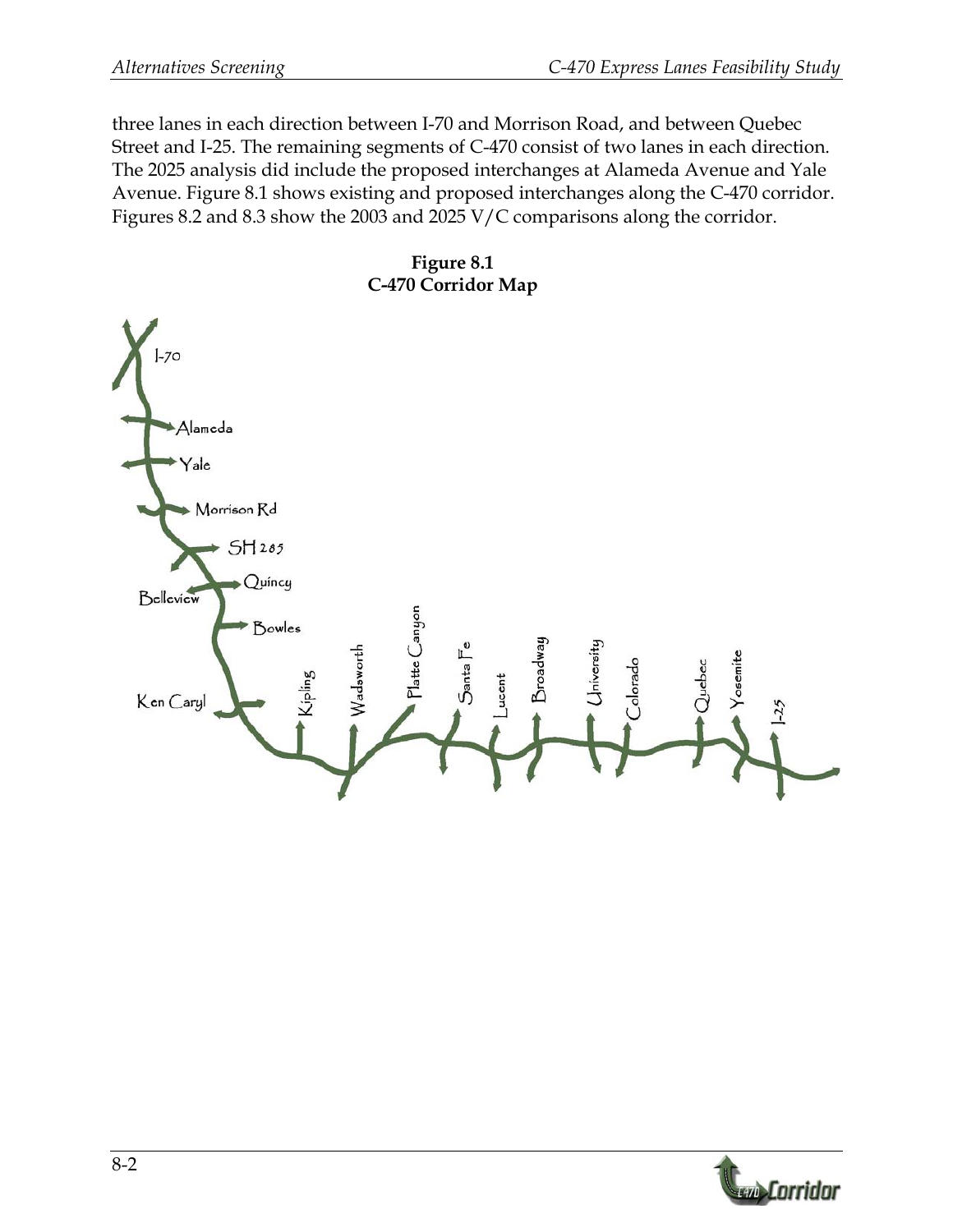three lanes in each direction between I-70 and Morrison Road, and between Quebec Street and I-25. The remaining segments of C-470 consist of two lanes in each direction. The 2025 analysis did include the proposed interchanges at Alameda Avenue and Yale Avenue. Figure 8.1 shows existing and proposed interchanges along the C-470 corridor. Figures 8.2 and 8.3 show the 2003 and 2025 V/C comparisons along the corridor.

**Figure 8.1**
**C-470 Corridor Map**

I-70

Alameda

Yale

Morrison Rd

SH 285

Quincy

Belleview

Bowles

Ken Caryl

Kipling

Wadsworth

Platte Canyon

Santa Fe

Lucent

Broadway

University

Colorado

Quebec

Yosemite

I-25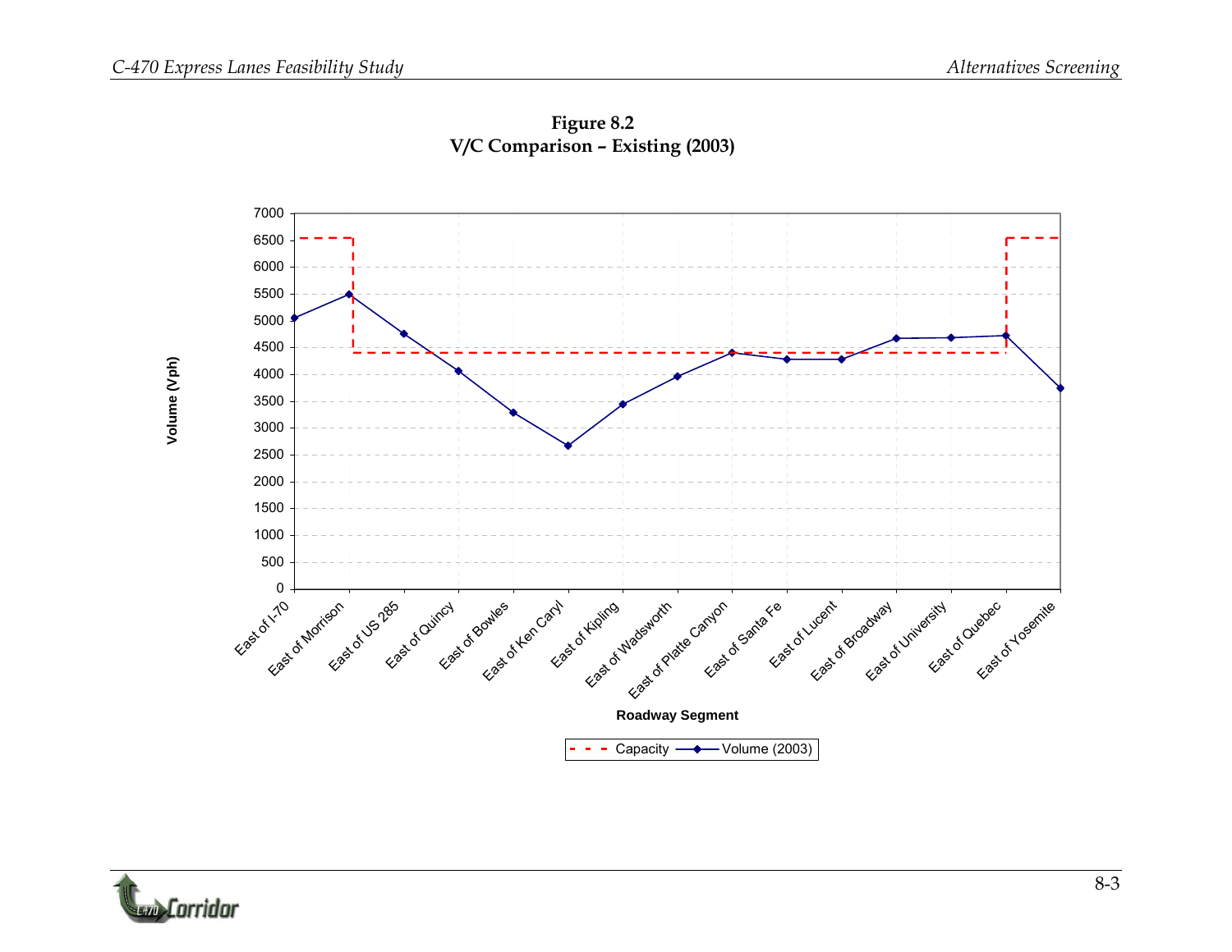**Figure 8.2**
**V/C Comparison – Existing (2003)**

Volume (Vph)

7000
6500
6000
5500
5000
4500
4000
3500
3000
2500
2000
1500
1000
500
0

East of I-70 | East of Morrison | East of US 285 | East of Quincy | East of Bowles | East of Ken Caryl | East of Kipling | East of Wadsworth | East of Platte Canyon | East of Santa Fe | East of Lucent | East of Broadway | East of University | East of Quebec | East of Yosemite

Roadway Segment

Capacity — Volume (2003)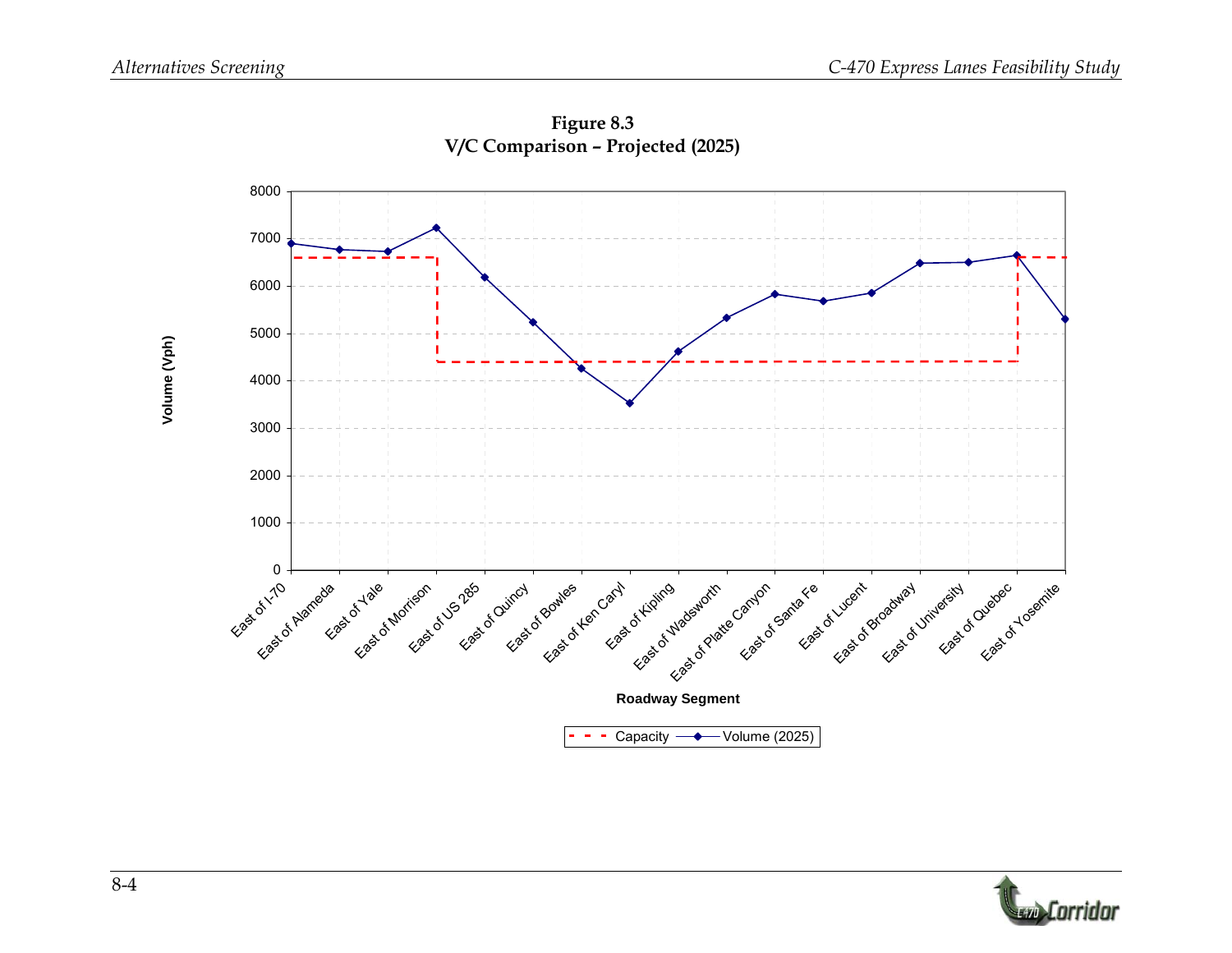**Figure 8.3**
**V/C Comparison – Projected (2025)**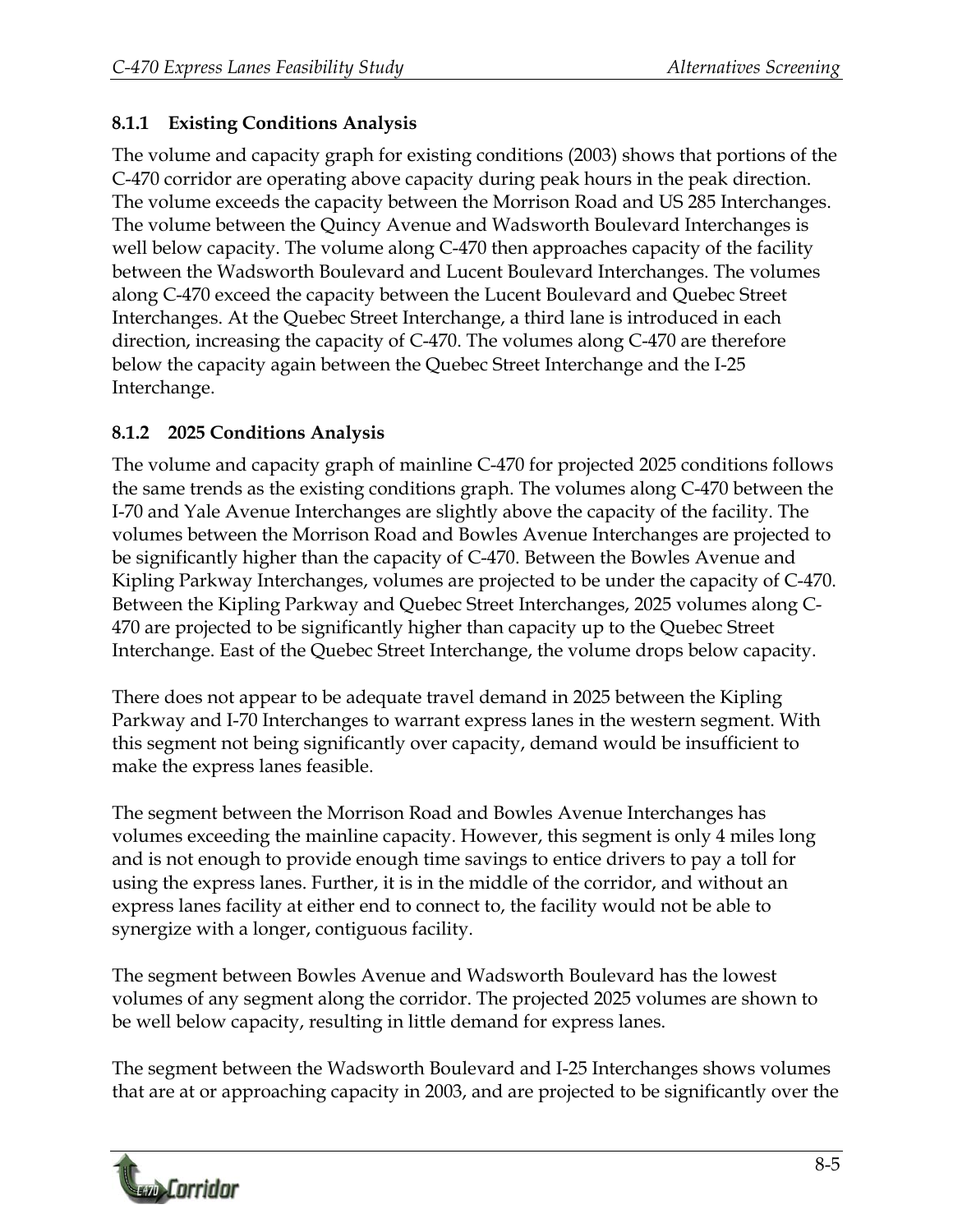### 8.1.1 Existing Conditions Analysis

The volume and capacity graph for existing conditions (2003) shows that portions of the C-470 corridor are operating above capacity during peak hours in the peak direction. The volume exceeds the capacity between the Morrison Road and US 285 Interchanges. The volume between the Quincy Avenue and Wadsworth Boulevard Interchanges is well below capacity. The volume along C-470 then approaches capacity of the facility between the Wadsworth Boulevard and Lucent Boulevard Interchanges. The volumes along C-470 exceed the capacity between the Lucent Boulevard and Quebec Street Interchanges. At the Quebec Street Interchange, a third lane is introduced in each direction, increasing the capacity of C-470. The volumes along C-470 are therefore below the capacity again between the Quebec Street Interchange and the I-25 Interchange.

### 8.1.2 2025 Conditions Analysis

The volume and capacity graph of mainline C-470 for projected 2025 conditions follows the same trends as the existing conditions graph. The volumes along C-470 between the I-70 and Yale Avenue Interchanges are slightly above the capacity of the facility. The volumes between the Morrison Road and Bowles Avenue Interchanges are projected to be significantly higher than the capacity of C-470. Between the Bowles Avenue and Kipling Parkway Interchanges, volumes are projected to be under the capacity of C-470. Between the Kipling Parkway and Quebec Street Interchanges, 2025 volumes along C-470 are projected to be significantly higher than capacity up to the Quebec Street Interchange. East of the Quebec Street Interchange, the volume drops below capacity.

There does not appear to be adequate travel demand in 2025 between the Kipling Parkway and I-70 Interchanges to warrant express lanes in the western segment. With this segment not being significantly over capacity, demand would be insufficient to make the express lanes feasible.

The segment between the Morrison Road and Bowles Avenue Interchanges has volumes exceeding the mainline capacity. However, this segment is only 4 miles long and is not enough to provide enough time savings to entice drivers to pay a toll for using the express lanes. Further, it is in the middle of the corridor, and without an express lanes facility at either end to connect to, the facility would not be able to synergize with a longer, contiguous facility.

The segment between Bowles Avenue and Wadsworth Boulevard has the lowest volumes of any segment along the corridor. The projected 2025 volumes are shown to be well below capacity, resulting in little demand for express lanes.

The segment between the Wadsworth Boulevard and I-25 Interchanges shows volumes that are at or approaching capacity in 2003, and are projected to be significantly over the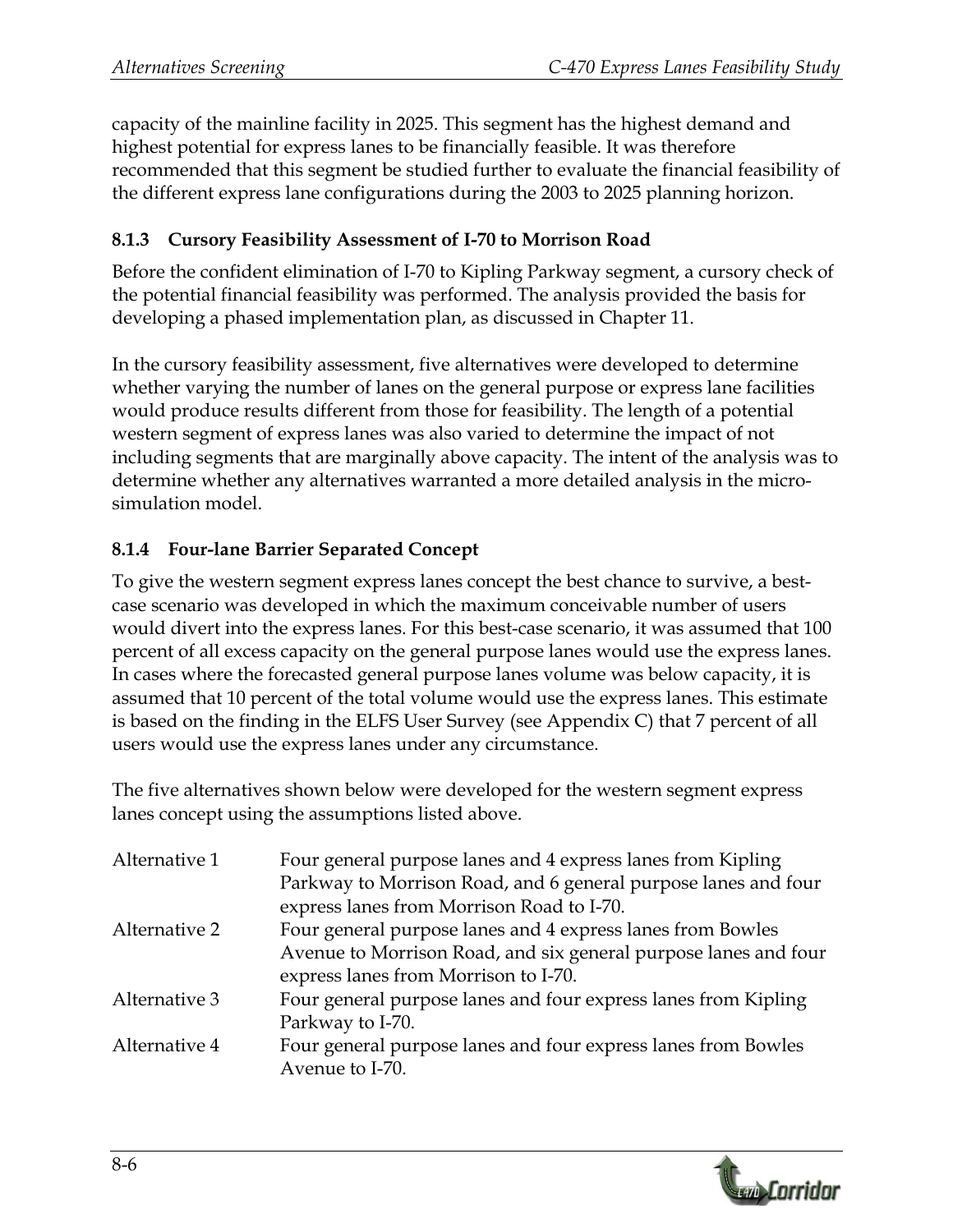capacity of the mainline facility in 2025. This segment has the highest demand and highest potential for express lanes to be financially feasible. It was therefore recommended that this segment be studied further to evaluate the financial feasibility of the different express lane configurations during the 2003 to 2025 planning horizon.

### 8.1.3 Cursory Feasibility Assessment of I-70 to Morrison Road

Before the confident elimination of I-70 to Kipling Parkway segment, a cursory check of the potential financial feasibility was performed. The analysis provided the basis for developing a phased implementation plan, as discussed in Chapter 11.

In the cursory feasibility assessment, five alternatives were developed to determine whether varying the number of lanes on the general purpose or express lane facilities would produce results different from those for feasibility. The length of a potential western segment of express lanes was also varied to determine the impact of not including segments that are marginally above capacity. The intent of the analysis was to determine whether any alternatives warranted a more detailed analysis in the micro-simulation model.

### 8.1.4 Four-lane Barrier Separated Concept

To give the western segment express lanes concept the best chance to survive, a best-case scenario was developed in which the maximum conceivable number of users would divert into the express lanes. For this best-case scenario, it was assumed that 100 percent of all excess capacity on the general purpose lanes would use the express lanes. In cases where the forecasted general purpose lanes volume was below capacity, it is assumed that 10 percent of the total volume would use the express lanes. This estimate is based on the finding in the ELFS User Survey (see Appendix C) that 7 percent of all users would use the express lanes under any circumstance.

The five alternatives shown below were developed for the western segment express lanes concept using the assumptions listed above.

| | |
|---|---|
| Alternative 1 | Four general purpose lanes and 4 express lanes from Kipling Parkway to Morrison Road, and 6 general purpose lanes and four express lanes from Morrison Road to I-70. |
| Alternative 2 | Four general purpose lanes and 4 express lanes from Bowles Avenue to Morrison Road, and six general purpose lanes and four express lanes from Morrison to I-70. |
| Alternative 3 | Four general purpose lanes and four express lanes from Kipling Parkway to I-70. |
| Alternative 4 | Four general purpose lanes and four express lanes from Bowles Avenue to I-70. |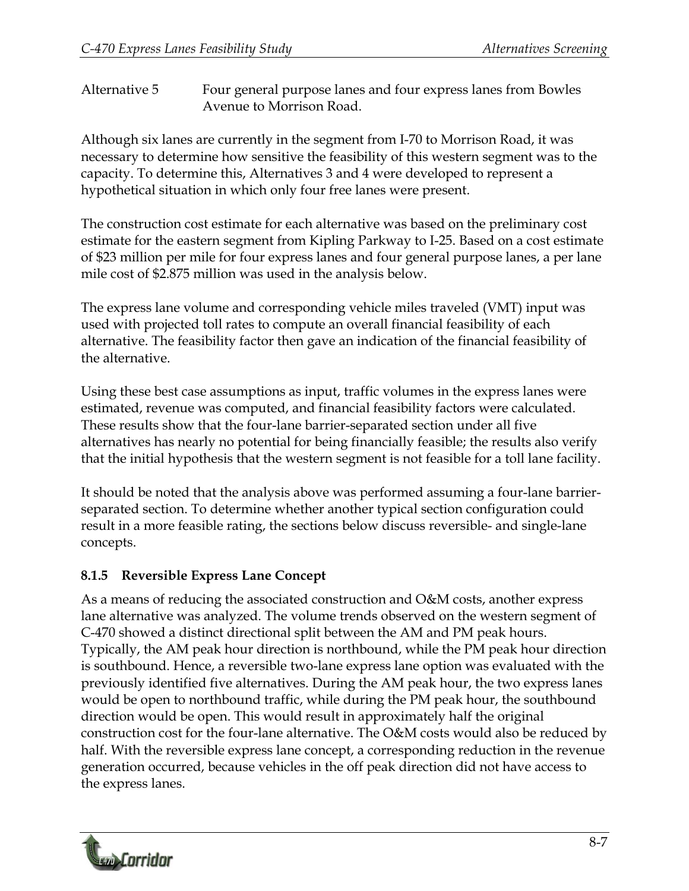Alternative 5 Four general purpose lanes and four express lanes from Bowles Avenue to Morrison Road.

Although six lanes are currently in the segment from I-70 to Morrison Road, it was necessary to determine how sensitive the feasibility of this western segment was to the capacity. To determine this, Alternatives 3 and 4 were developed to represent a hypothetical situation in which only four free lanes were present.

The construction cost estimate for each alternative was based on the preliminary cost estimate for the eastern segment from Kipling Parkway to I-25. Based on a cost estimate of $23 million per mile for four express lanes and four general purpose lanes, a per lane mile cost of $2.875 million was used in the analysis below.

The express lane volume and corresponding vehicle miles traveled (VMT) input was used with projected toll rates to compute an overall financial feasibility of each alternative. The feasibility factor then gave an indication of the financial feasibility of the alternative.

Using these best case assumptions as input, traffic volumes in the express lanes were estimated, revenue was computed, and financial feasibility factors were calculated. These results show that the four-lane barrier-separated section under all five alternatives has nearly no potential for being financially feasible; the results also verify that the initial hypothesis that the western segment is not feasible for a toll lane facility.

It should be noted that the analysis above was performed assuming a four-lane barrier-separated section. To determine whether another typical section configuration could result in a more feasible rating, the sections below discuss reversible- and single-lane concepts.

### 8.1.5 Reversible Express Lane Concept

As a means of reducing the associated construction and O&M costs, another express lane alternative was analyzed. The volume trends observed on the western segment of C-470 showed a distinct directional split between the AM and PM peak hours. Typically, the AM peak hour direction is northbound, while the PM peak hour direction is southbound. Hence, a reversible two-lane express lane option was evaluated with the previously identified five alternatives. During the AM peak hour, the two express lanes would be open to northbound traffic, while during the PM peak hour, the southbound direction would be open. This would result in approximately half the original construction cost for the four-lane alternative. The O&M costs would also be reduced by half. With the reversible express lane concept, a corresponding reduction in the revenue generation occurred, because vehicles in the off peak direction did not have access to the express lanes.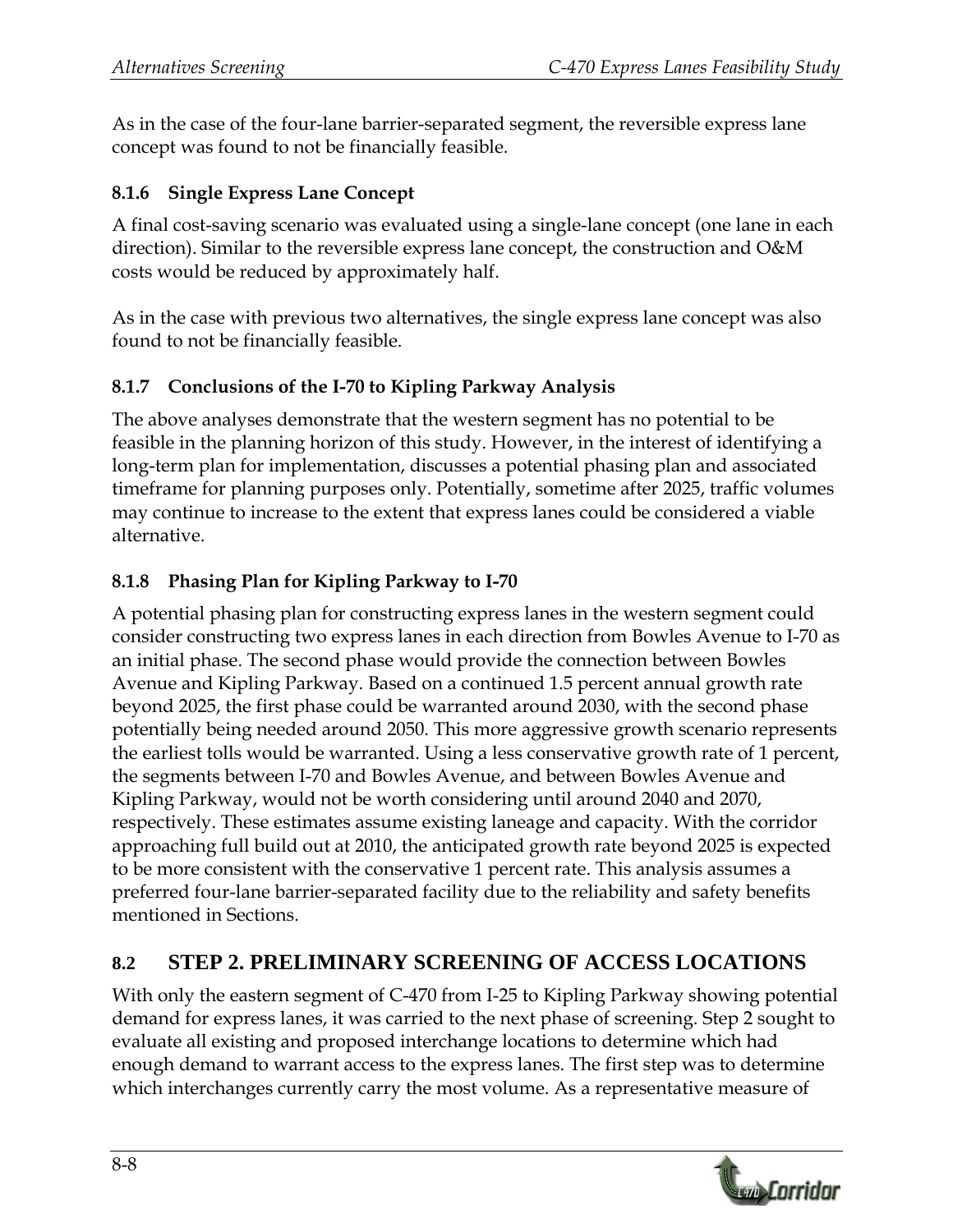As in the case of the four-lane barrier-separated segment, the reversible express lane concept was found to not be financially feasible.

### 8.1.6 Single Express Lane Concept

A final cost-saving scenario was evaluated using a single-lane concept (one lane in each direction). Similar to the reversible express lane concept, the construction and O&M costs would be reduced by approximately half.

As in the case with previous two alternatives, the single express lane concept was also found to not be financially feasible.

### 8.1.7 Conclusions of the I-70 to Kipling Parkway Analysis

The above analyses demonstrate that the western segment has no potential to be feasible in the planning horizon of this study. However, in the interest of identifying a long-term plan for implementation, discusses a potential phasing plan and associated timeframe for planning purposes only. Potentially, sometime after 2025, traffic volumes may continue to increase to the extent that express lanes could be considered a viable alternative.

### 8.1.8 Phasing Plan for Kipling Parkway to I-70

A potential phasing plan for constructing express lanes in the western segment could consider constructing two express lanes in each direction from Bowles Avenue to I-70 as an initial phase. The second phase would provide the connection between Bowles Avenue and Kipling Parkway. Based on a continued 1.5 percent annual growth rate beyond 2025, the first phase could be warranted around 2030, with the second phase potentially being needed around 2050. This more aggressive growth scenario represents the earliest tolls would be warranted. Using a less conservative growth rate of 1 percent, the segments between I-70 and Bowles Avenue, and between Bowles Avenue and Kipling Parkway, would not be worth considering until around 2040 and 2070, respectively. These estimates assume existing laneage and capacity. With the corridor approaching full build out at 2010, the anticipated growth rate beyond 2025 is expected to be more consistent with the conservative 1 percent rate. This analysis assumes a preferred four-lane barrier-separated facility due to the reliability and safety benefits mentioned in Sections.

## 8.2 STEP 2. PRELIMINARY SCREENING OF ACCESS LOCATIONS

With only the eastern segment of C-470 from I-25 to Kipling Parkway showing potential demand for express lanes, it was carried to the next phase of screening. Step 2 sought to evaluate all existing and proposed interchange locations to determine which had enough demand to warrant access to the express lanes. The first step was to determine which interchanges currently carry the most volume. As a representative measure of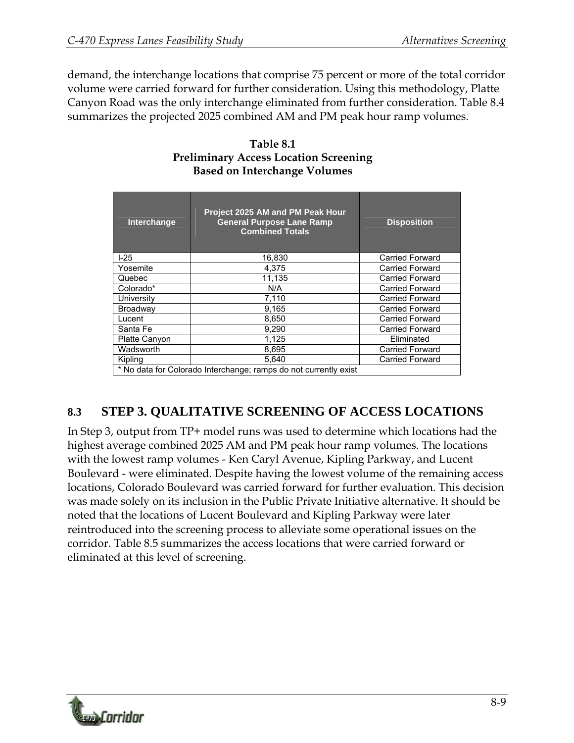demand, the interchange locations that comprise 75 percent or more of the total corridor volume were carried forward for further consideration. Using this methodology, Platte Canyon Road was the only interchange eliminated from further consideration. Table 8.4 summarizes the projected 2025 combined AM and PM peak hour ramp volumes.

**Table 8.1**
**Preliminary Access Location Screening**
**Based on Interchange Volumes**

| Interchange | Project 2025 AM and PM Peak Hour General Purpose Lane Ramp Combined Totals | Disposition |
|---|---|---|
| I-25 | 16,830 | Carried Forward |
| Yosemite | 4,375 | Carried Forward |
| Quebec | 11,135 | Carried Forward |
| Colorado* | N/A | Carried Forward |
| University | 7,110 | Carried Forward |
| Broadway | 9,165 | Carried Forward |
| Lucent | 8,650 | Carried Forward |
| Santa Fe | 9,290 | Carried Forward |
| Platte Canyon | 1,125 | Eliminated |
| Wadsworth | 8,695 | Carried Forward |
| Kipling | 5,640 | Carried Forward |
| * No data for Colorado Interchange; ramps do not currently exist | | |

## 8.3 STEP 3. QUALITATIVE SCREENING OF ACCESS LOCATIONS

In Step 3, output from TP+ model runs was used to determine which locations had the highest average combined 2025 AM and PM peak hour ramp volumes. The locations with the lowest ramp volumes - Ken Caryl Avenue, Kipling Parkway, and Lucent Boulevard - were eliminated. Despite having the lowest volume of the remaining access locations, Colorado Boulevard was carried forward for further evaluation. This decision was made solely on its inclusion in the Public Private Initiative alternative. It should be noted that the locations of Lucent Boulevard and Kipling Parkway were later reintroduced into the screening process to alleviate some operational issues on the corridor. Table 8.5 summarizes the access locations that were carried forward or eliminated at this level of screening.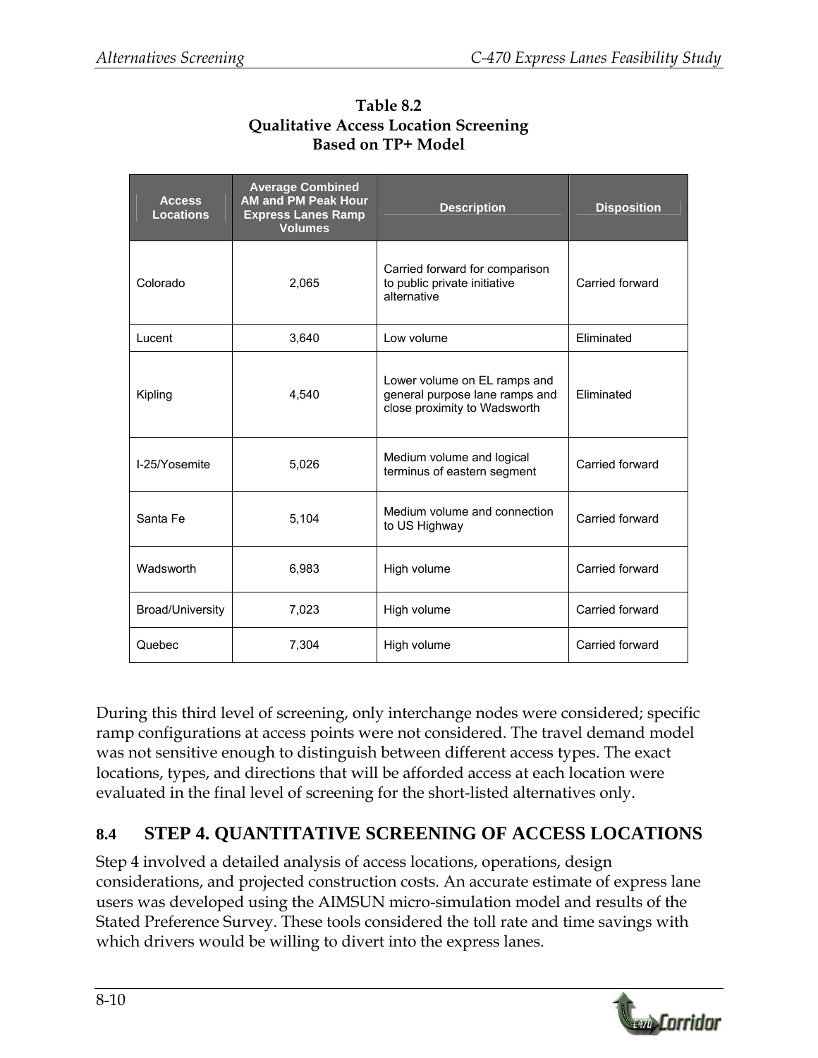**Table 8.2**
**Qualitative Access Location Screening**
**Based on TP+ Model**

| Access Locations | Average Combined AM and PM Peak Hour Express Lanes Ramp Volumes | Description | Disposition |
|---|---|---|---|
| Colorado | 2,065 | Carried forward for comparison to public private initiative alternative | Carried forward |
| Lucent | 3,640 | Low volume | Eliminated |
| Kipling | 4,540 | Lower volume on EL ramps and general purpose lane ramps and close proximity to Wadsworth | Eliminated |
| I-25/Yosemite | 5,026 | Medium volume and logical terminus of eastern segment | Carried forward |
| Santa Fe | 5,104 | Medium volume and connection to US Highway | Carried forward |
| Wadsworth | 6,983 | High volume | Carried forward |
| Broad/University | 7,023 | High volume | Carried forward |
| Quebec | 7,304 | High volume | Carried forward |

During this third level of screening, only interchange nodes were considered; specific ramp configurations at access points were not considered. The travel demand model was not sensitive enough to distinguish between different access types. The exact locations, types, and directions that will be afforded access at each location were evaluated in the final level of screening for the short-listed alternatives only.

## 8.4 STEP 4. QUANTITATIVE SCREENING OF ACCESS LOCATIONS

Step 4 involved a detailed analysis of access locations, operations, design considerations, and projected construction costs. An accurate estimate of express lane users was developed using the AIMSUN micro-simulation model and results of the Stated Preference Survey. These tools considered the toll rate and time savings with which drivers would be willing to divert into the express lanes.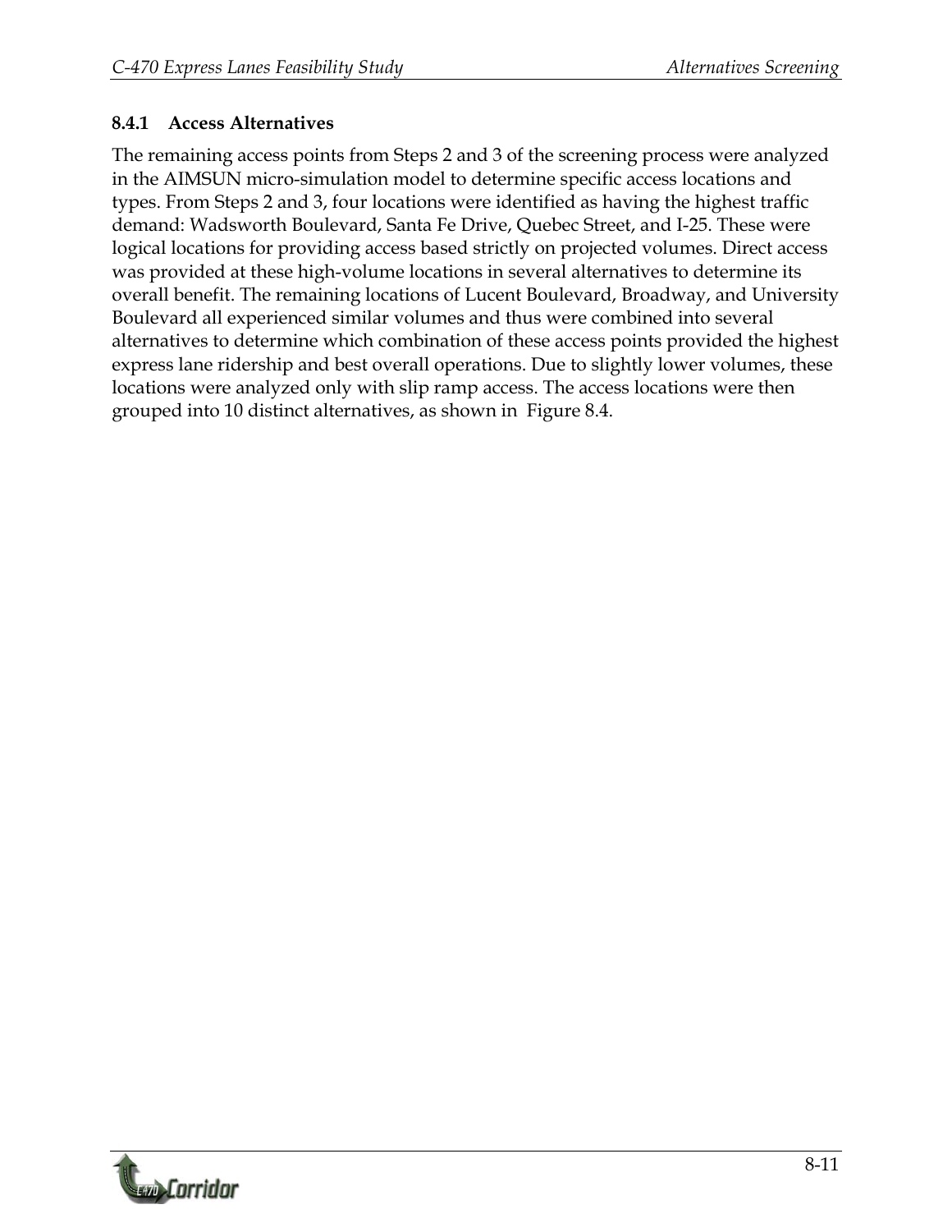### 8.4.1 Access Alternatives

The remaining access points from Steps 2 and 3 of the screening process were analyzed in the AIMSUN micro-simulation model to determine specific access locations and types. From Steps 2 and 3, four locations were identified as having the highest traffic demand: Wadsworth Boulevard, Santa Fe Drive, Quebec Street, and I-25. These were logical locations for providing access based strictly on projected volumes. Direct access was provided at these high-volume locations in several alternatives to determine its overall benefit. The remaining locations of Lucent Boulevard, Broadway, and University Boulevard all experienced similar volumes and thus were combined into several alternatives to determine which combination of these access points provided the highest express lane ridership and best overall operations. Due to slightly lower volumes, these locations were analyzed only with slip ramp access. The access locations were then grouped into 10 distinct alternatives, as shown in Figure 8.4.